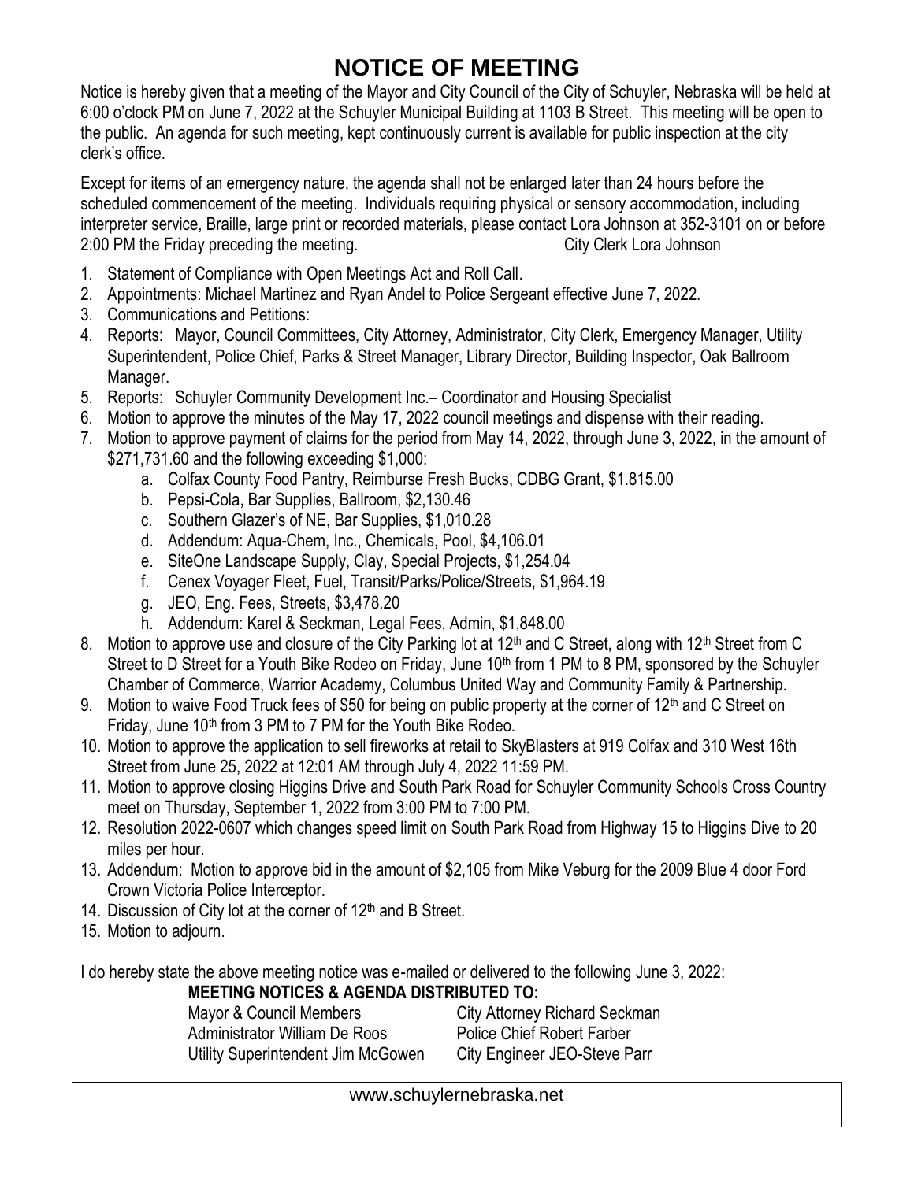# NOTICE OF MEETING

Notice is hereby given that a meeting of the Mayor and City Council of the City of Schuyler, Nebraska will be held at 6:00 o'clock PM on June 7, 2022 at the Schuyler Municipal Building at 1103 B Street. This meeting will be open to the public. An agenda for such meeting, kept continuously current is available for public inspection at the city clerk's office.

Except for items of an emergency nature, the agenda shall not be enlarged later than 24 hours before the scheduled commencement of the meeting. Individuals requiring physical or sensory accommodation, including interpreter service, Braille, large print or recorded materials, please contact Lora Johnson at 352-3101 on or before 2:00 PM the Friday preceding the meeting. City Clerk Lora Johnson

1. Statement of Compliance with Open Meetings Act and Roll Call.
2. Appointments: Michael Martinez and Ryan Andel to Police Sergeant effective June 7, 2022.
3. Communications and Petitions:
4. Reports: Mayor, Council Committees, City Attorney, Administrator, City Clerk, Emergency Manager, Utility Superintendent, Police Chief, Parks & Street Manager, Library Director, Building Inspector, Oak Ballroom Manager.
5. Reports: Schuyler Community Development Inc.– Coordinator and Housing Specialist
6. Motion to approve the minutes of the May 17, 2022 council meetings and dispense with their reading.
7. Motion to approve payment of claims for the period from May 14, 2022, through June 3, 2022, in the amount of $271,731.60 and the following exceeding $1,000:
   a. Colfax County Food Pantry, Reimburse Fresh Bucks, CDBG Grant, $1.815.00
   b. Pepsi-Cola, Bar Supplies, Ballroom, $2,130.46
   c. Southern Glazer's of NE, Bar Supplies, $1,010.28
   d. Addendum: Aqua-Chem, Inc., Chemicals, Pool, $4,106.01
   e. SiteOne Landscape Supply, Clay, Special Projects, $1,254.04
   f. Cenex Voyager Fleet, Fuel, Transit/Parks/Police/Streets, $1,964.19
   g. JEO, Eng. Fees, Streets, $3,478.20
   h. Addendum: Karel & Seckman, Legal Fees, Admin, $1,848.00
8. Motion to approve use and closure of the City Parking lot at 12th and C Street, along with 12th Street from C Street to D Street for a Youth Bike Rodeo on Friday, June 10th from 1 PM to 8 PM, sponsored by the Schuyler Chamber of Commerce, Warrior Academy, Columbus United Way and Community Family & Partnership.
9. Motion to waive Food Truck fees of $50 for being on public property at the corner of 12th and C Street on Friday, June 10th from 3 PM to 7 PM for the Youth Bike Rodeo.
10. Motion to approve the application to sell fireworks at retail to SkyBlasters at 919 Colfax and 310 West 16th Street from June 25, 2022 at 12:01 AM through July 4, 2022 11:59 PM.
11. Motion to approve closing Higgins Drive and South Park Road for Schuyler Community Schools Cross Country meet on Thursday, September 1, 2022 from 3:00 PM to 7:00 PM.
12. Resolution 2022-0607 which changes speed limit on South Park Road from Highway 15 to Higgins Dive to 20 miles per hour.
13. Addendum: Motion to approve bid in the amount of $2,105 from Mike Veburg for the 2009 Blue 4 door Ford Crown Victoria Police Interceptor.
14. Discussion of City lot at the corner of 12th and B Street.
15. Motion to adjourn.

I do hereby state the above meeting notice was e-mailed or delivered to the following June 3, 2022:

**MEETING NOTICES & AGENDA DISTRIBUTED TO:**

| | |
|---|---|
| Mayor & Council Members | City Attorney Richard Seckman |
| Administrator William De Roos | Police Chief Robert Farber |
| Utility Superintendent Jim McGowen | City Engineer JEO-Steve Parr |

www.schuylernebraska.net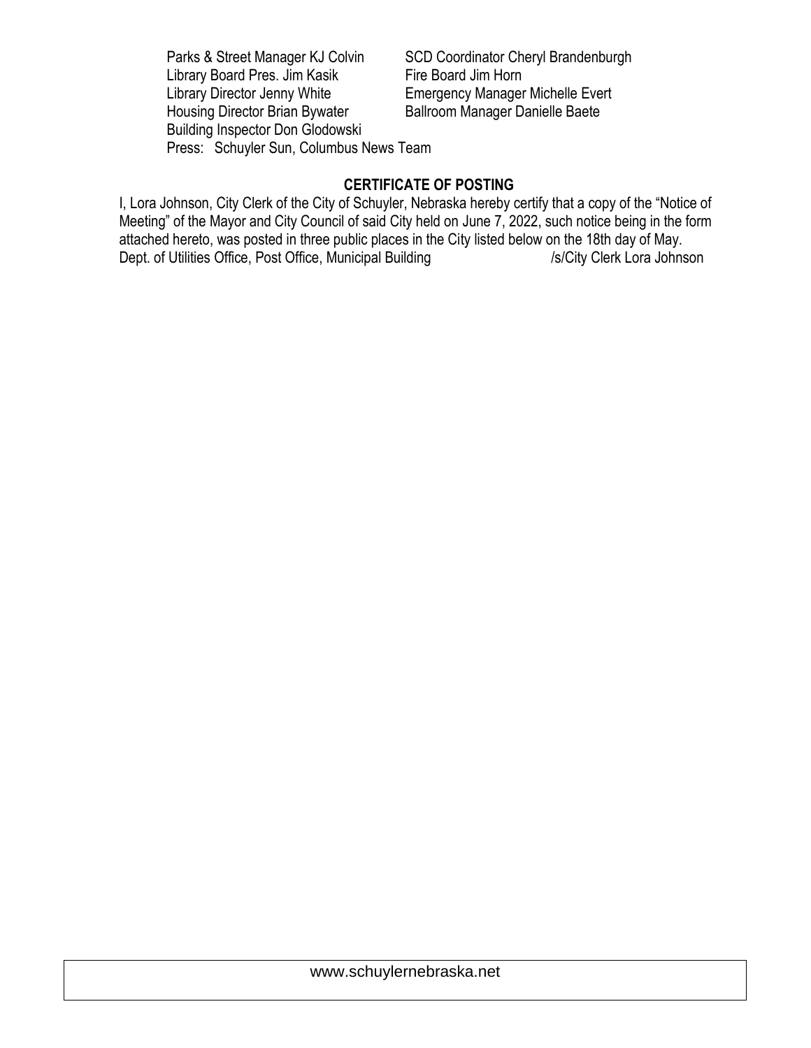Parks & Street Manager KJ Colvin
Library Board Pres. Jim Kasik
Library Director Jenny White
Housing Director Brian Bywater
Building Inspector Don Glodowski
SCD Coordinator Cheryl Brandenburgh
Fire Board Jim Horn
Emergency Manager Michelle Evert
Ballroom Manager Danielle Baete
Press: Schuyler Sun, Columbus News Team

**CERTIFICATE OF POSTING**

I, Lora Johnson, City Clerk of the City of Schuyler, Nebraska hereby certify that a copy of the "Notice of Meeting" of the Mayor and City Council of said City held on June 7, 2022, such notice being in the form attached hereto, was posted in three public places in the City listed below on the 18th day of May.
Dept. of Utilities Office, Post Office, Municipal Building /s/City Clerk Lora Johnson

www.schuylernebraska.net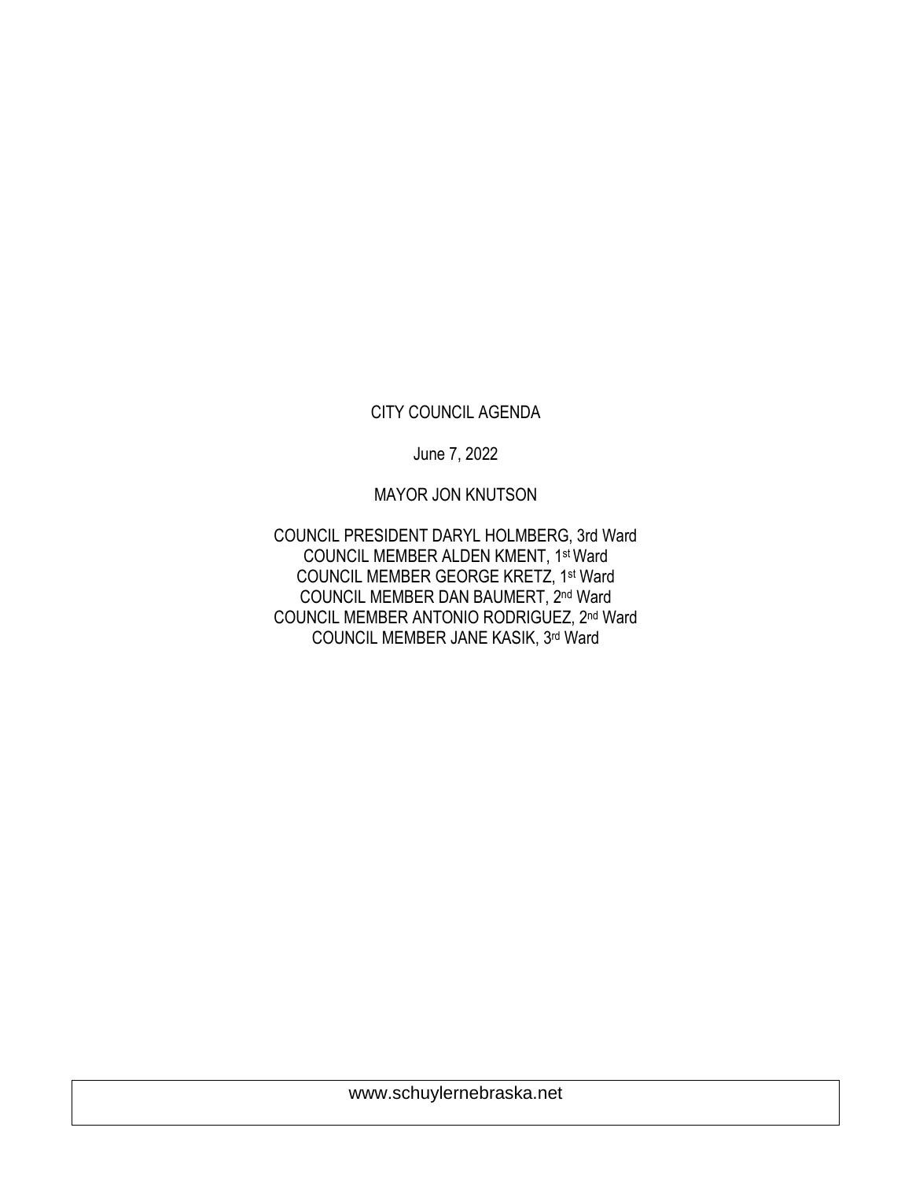CITY COUNCIL AGENDA

June 7, 2022

MAYOR JON KNUTSON

COUNCIL PRESIDENT DARYL HOLMBERG, 3rd Ward
COUNCIL MEMBER ALDEN KMENT, 1st Ward
COUNCIL MEMBER GEORGE KRETZ, 1st Ward
COUNCIL MEMBER DAN BAUMERT, 2nd Ward
COUNCIL MEMBER ANTONIO RODRIGUEZ, 2nd Ward
COUNCIL MEMBER JANE KASIK, 3rd Ward

www.schuylernebraska.net